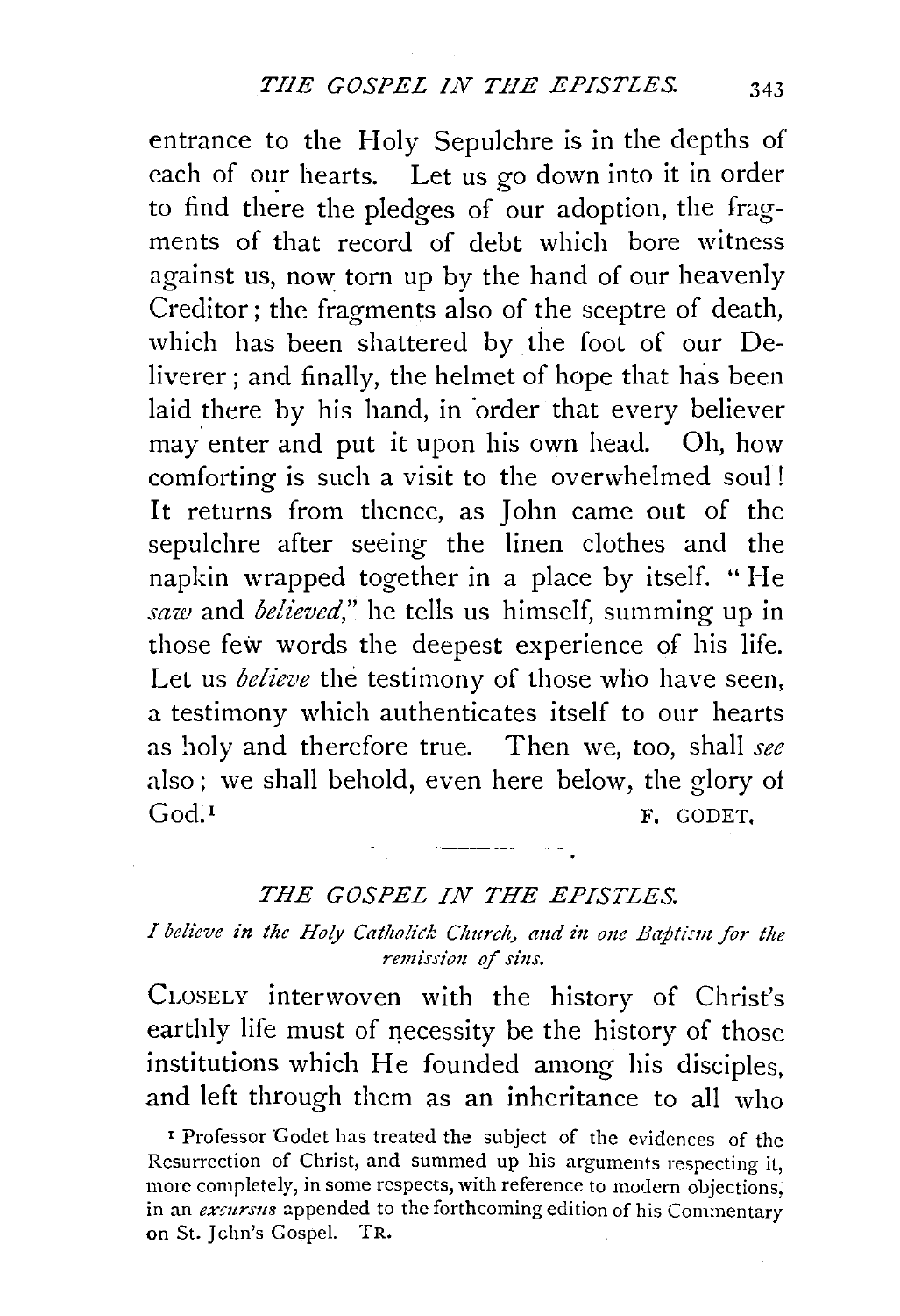entrance to the Holy Sepulchre is in the depths of each of our hearts. Let us go down into it in order to find there the pledges of our adoption, the fragments of that record of debt which bore witness against us, now torn up by the hand of our heavenly Creditor; the fragments also of the sceptre of death, which has been shattered by the foot of our Deliverer; and finally, the helmet of hope that has been laid there by his hand, in order that every believer may enter and put it upon his own head. Oh, how comforting is such a visit to the overwhelmed soul! It returns from thence, as John came out of the sepulchre after seeing the linen clothes and the napkin wrapped together in a place by itself. "He *saw* and *believed*," he tells us himself, summing up in those few words the deepest experience of his life. Let us *believe* the testimony of those who have seen, a testimony which authenticates itself to our hearts as holy and therefore true. Then we, too, shall *see* also; we shall behold, even here below, the glory of God.[1]

F. GODET.

---

## *THE GOSPEL IN THE EPISTLES.*

*I believe in the Holy Catholick Church, and in one Baptism for the remission of sins.*

CLOSELY interwoven with the history of Christ's earthly life must of necessity be the history of those institutions which He founded among his disciples, and left through them as an inheritance to all who

[1] Professor Godet has treated the subject of the evidences of the Resurrection of Christ, and summed up his arguments respecting it, more completely, in some respects, with reference to modern objections, in an *excursus* appended to the forthcoming edition of his Commentary on St. John's Gospel.—TR.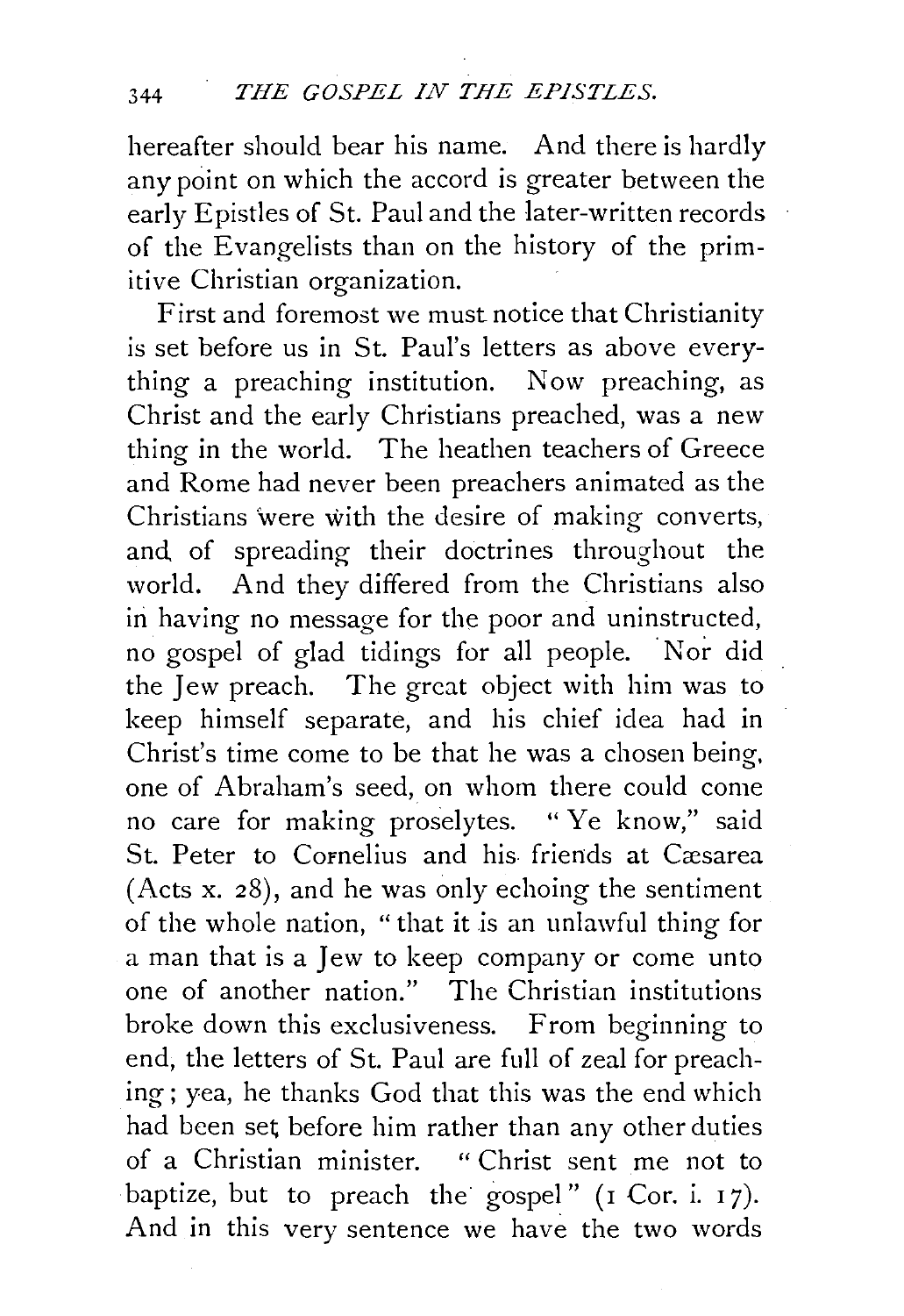hereafter should bear his name. And there is hardly any point on which the accord is greater between the early Epistles of St. Paul and the later-written records of the Evangelists than on the history of the primitive Christian organization.

First and foremost we must notice that Christianity is set before us in St. Paul's letters as above everything a preaching institution. Now preaching, as Christ and the early Christians preached, was a new thing in the world. The heathen teachers of Greece and Rome had never been preachers animated as the Christians were with the desire of making converts, and of spreading their doctrines throughout the world. And they differed from the Christians also in having no message for the poor and uninstructed, no gospel of glad tidings for all people. Nor did the Jew preach. The great object with him was to keep himself separate, and his chief idea had in Christ's time come to be that he was a chosen being, one of Abraham's seed, on whom there could come no care for making proselytes. "Ye know," said St. Peter to Cornelius and his friends at Cæsarea (Acts x. 28), and he was only echoing the sentiment of the whole nation, "that it is an unlawful thing for a man that is a Jew to keep company or come unto one of another nation." The Christian institutions broke down this exclusiveness. From beginning to end, the letters of St. Paul are full of zeal for preaching; yea, he thanks God that this was the end which had been set before him rather than any other duties of a Christian minister. "Christ sent me not to baptize, but to preach the gospel" (1 Cor. i. 17). And in this very sentence we have the two words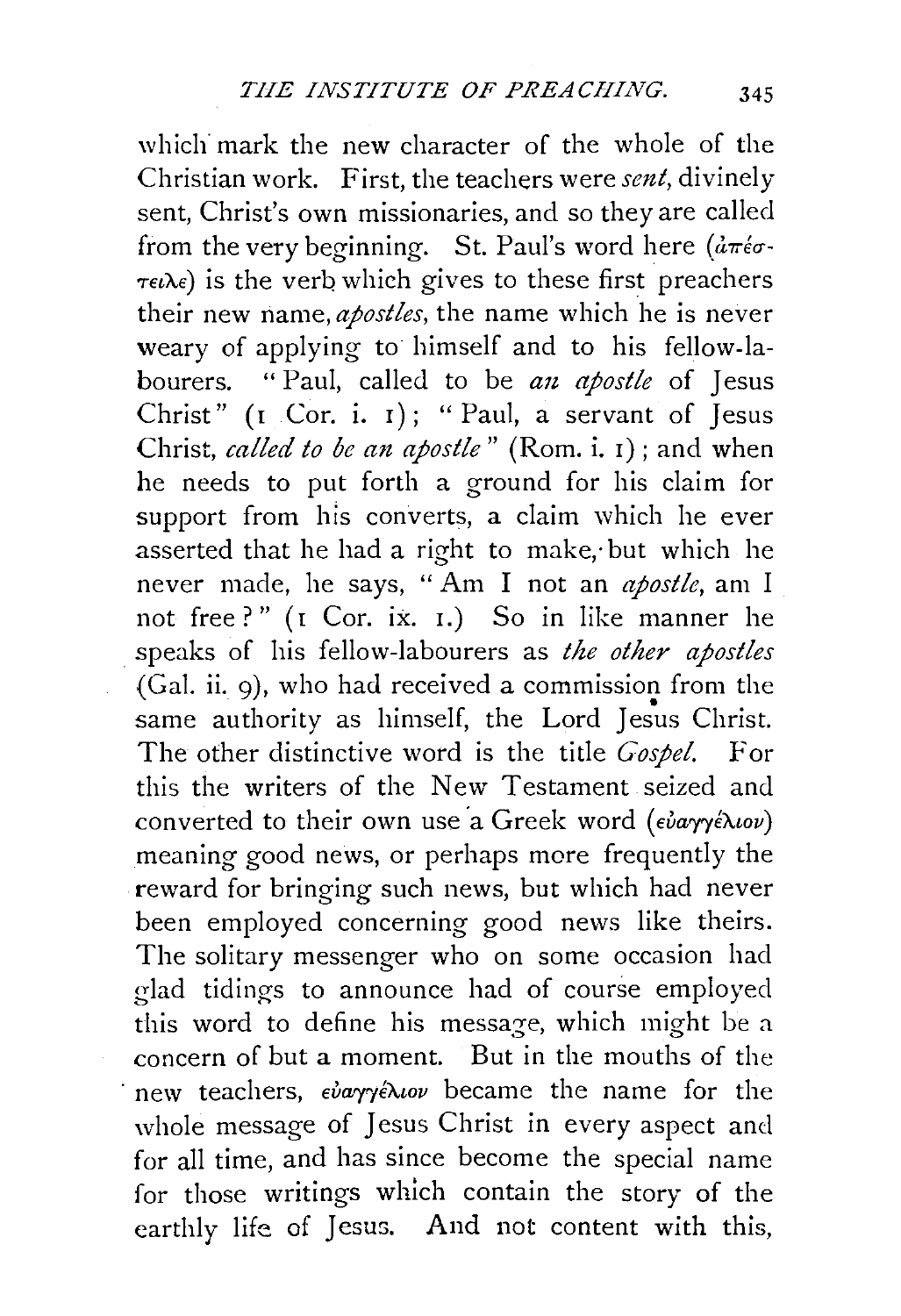which mark the new character of the whole of the Christian work. First, the teachers were *sent*, divinely sent, Christ's own missionaries, and so they are called from the very beginning. St. Paul's word here (ἀπέστειλε) is the verb which gives to these first preachers their new name, *apostles*, the name which he is never weary of applying to himself and to his fellow-labourers. "Paul, called to be *an apostle* of Jesus Christ" (1 Cor. i. 1); "Paul, a servant of Jesus Christ, *called to be an apostle*" (Rom. i. 1); and when he needs to put forth a ground for his claim for support from his converts, a claim which he ever asserted that he had a right to make, but which he never made, he says, "Am I not an *apostle*, am I not free?" (1 Cor. ix. 1.) So in like manner he speaks of his fellow-labourers as *the other apostles* (Gal. ii. 9), who had received a commission from the same authority as himself, the Lord Jesus Christ. The other distinctive word is the title *Gospel.* For this the writers of the New Testament seized and converted to their own use a Greek word (εὐαγγέλιον) meaning good news, or perhaps more frequently the reward for bringing such news, but which had never been employed concerning good news like theirs. The solitary messenger who on some occasion had glad tidings to announce had of course employed this word to define his message, which might be a concern of but a moment. But in the mouths of the new teachers, εὐαγγέλιον became the name for the whole message of Jesus Christ in every aspect and for all time, and has since become the special name for those writings which contain the story of the earthly life of Jesus. And not content with this,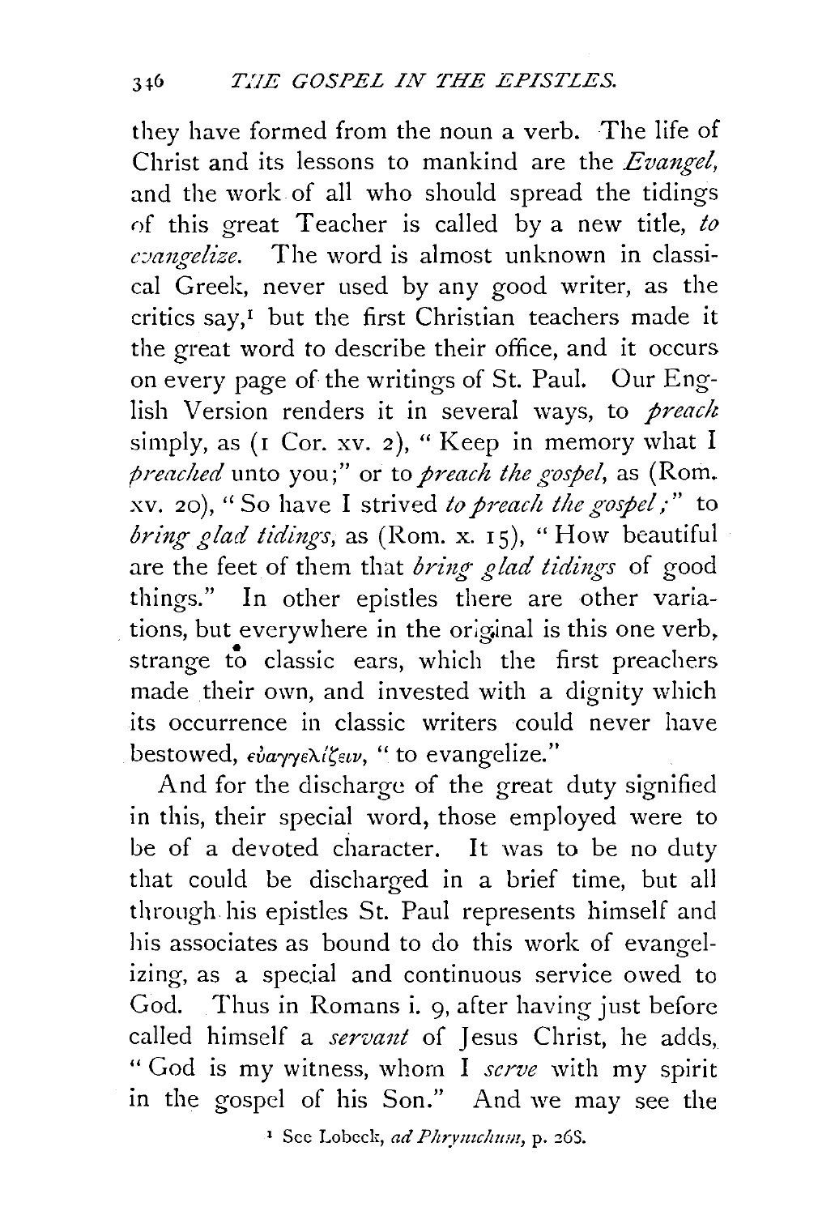they have formed from the noun a verb. The life of Christ and its lessons to mankind are the *Evangel*, and the work of all who should spread the tidings of this great Teacher is called by a new title, *to evangelize*. The word is almost unknown in classical Greek, never used by any good writer, as the critics say,[1] but the first Christian teachers made it the great word to describe their office, and it occurs on every page of the writings of St. Paul. Our English Version renders it in several ways, to *preach* simply, as (1 Cor. xv. 2), "Keep in memory what I *preached* unto you;" or to *preach the gospel*, as (Rom. xv. 20), "So have I strived *to preach the gospel;*" to *bring glad tidings*, as (Rom. x. 15), "How beautiful are the feet of them that *bring glad tidings* of good things." In other epistles there are other variations, but everywhere in the original is this one verb, strange to classic ears, which the first preachers made their own, and invested with a dignity which its occurrence in classic writers could never have bestowed, εὐαγγελίζειν, "to evangelize."

And for the discharge of the great duty signified in this, their special word, those employed were to be of a devoted character. It was to be no duty that could be discharged in a brief time, but all through his epistles St. Paul represents himself and his associates as bound to do this work of evangelizing, as a special and continuous service owed to God. Thus in Romans i. 9, after having just before called himself a *servant* of Jesus Christ, he adds, "God is my witness, whom I *serve* with my spirit in the gospel of his Son." And we may see the

[1] See Lobeck, *ad Phrynichum*, p. 268.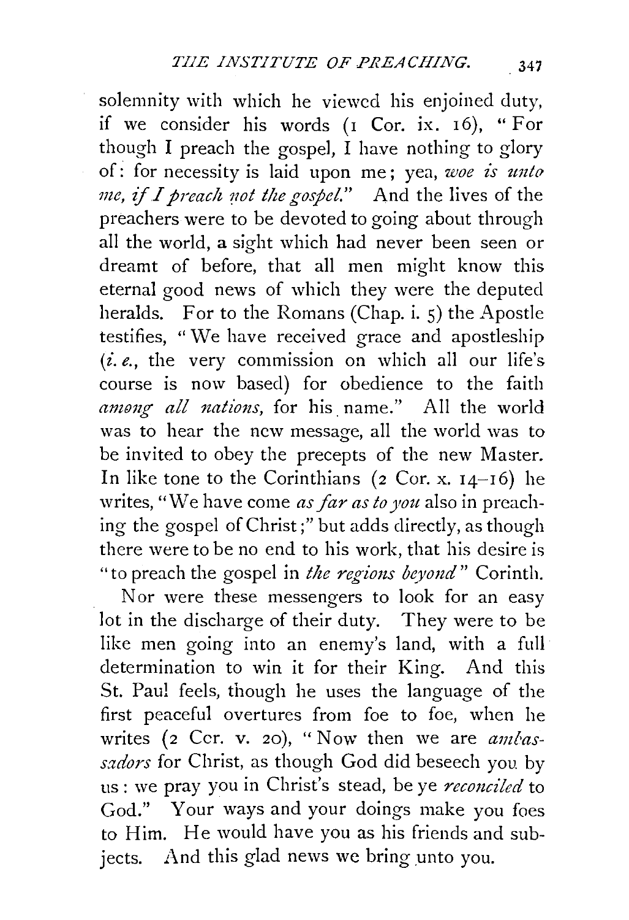solemnity with which he viewed his enjoined duty, if we consider his words (1 Cor. ix. 16), "For though I preach the gospel, I have nothing to glory of: for necessity is laid upon me; yea, *woe is unto me, if I preach not the gospel.*" And the lives of the preachers were to be devoted to going about through all the world, a sight which had never been seen or dreamt of before, that all men might know this eternal good news of which they were the deputed heralds. For to the Romans (Chap. i. 5) the Apostle testifies, "We have received grace and apostleship (*i. e.*, the very commission on which all our life's course is now based) for obedience to the faith *among all nations,* for his name." All the world was to hear the new message, all the world was to be invited to obey the precepts of the new Master. In like tone to the Corinthians (2 Cor. x. 14–16) he writes, "We have come *as far as to you* also in preaching the gospel of Christ;" but adds directly, as though there were to be no end to his work, that his desire is "to preach the gospel in *the regions beyond*" Corinth.

Nor were these messengers to look for an easy lot in the discharge of their duty. They were to be like men going into an enemy's land, with a full determination to win it for their King. And this St. Paul feels, though he uses the language of the first peaceful overtures from foe to foe, when he writes (2 Cor. v. 20), "Now then we are *ambassadors* for Christ, as though God did beseech you by us: we pray you in Christ's stead, be ye *reconciled* to God." Your ways and your doings make you foes to Him. He would have you as his friends and subjects. And this glad news we bring unto you.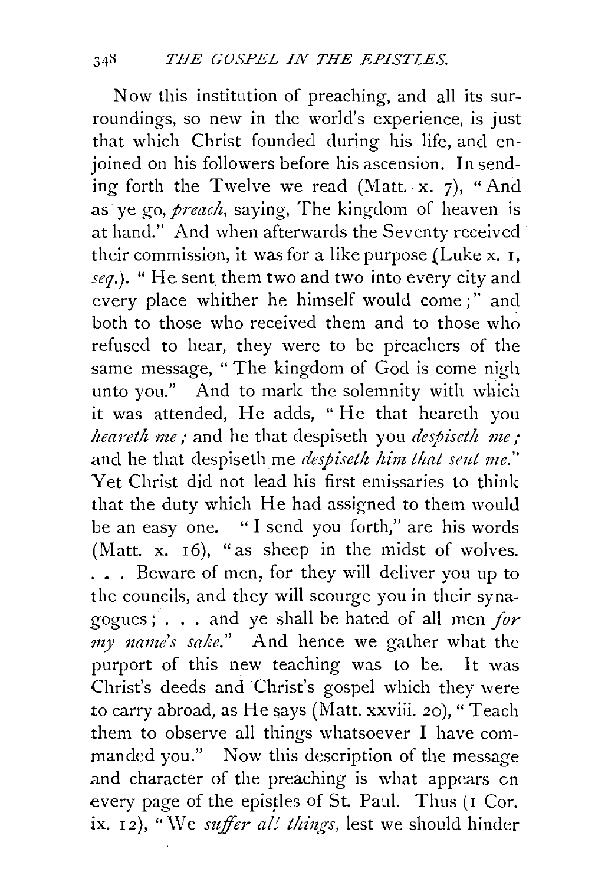Now this institution of preaching, and all its surroundings, so new in the world's experience, is just that which Christ founded during his life, and enjoined on his followers before his ascension. In sending forth the Twelve we read (Matt. x. 7), "And as ye go, *preach*, saying, The kingdom of heaven is at hand." And when afterwards the Seventy received their commission, it was for a like purpose (Luke x. 1, *seq*.). "He sent them two and two into every city and every place whither he himself would come;" and both to those who received them and to those who refused to hear, they were to be preachers of the same message, "The kingdom of God is come nigh unto you." And to mark the solemnity with which it was attended, He adds, "He that heareth you *heareth me*; and he that despiseth you *despiseth me*; and he that despiseth me *despiseth him that sent me*." Yet Christ did not lead his first emissaries to think that the duty which He had assigned to them would be an easy one. "I send you forth," are his words (Matt. x. 16), "as sheep in the midst of wolves. . . . Beware of men, for they will deliver you up to the councils, and they will scourge you in their synagogues; . . . and ye shall be hated of all men *for my name's sake*." And hence we gather what the purport of this new teaching was to be. It was Christ's deeds and Christ's gospel which they were to carry abroad, as He says (Matt. xxviii. 20), "Teach them to observe all things whatsoever I have commanded you." Now this description of the message and character of the preaching is what appears on every page of the epistles of St. Paul. Thus (1 Cor. ix. 12), "We *suffer all things*, lest we should hinder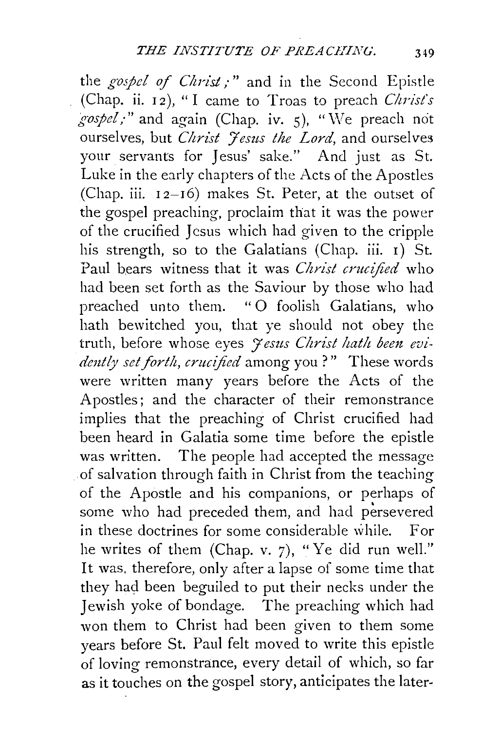the *gospel of Christ;*" and in the Second Epistle (Chap. ii. 12), "I came to Troas to preach *Christ's gospel;*" and again (Chap. iv. 5), "We preach not ourselves, but *Christ Jesus the Lord*, and ourselves your servants for Jesus' sake." And just as St. Luke in the early chapters of the Acts of the Apostles (Chap. iii. 12–16) makes St. Peter, at the outset of the gospel preaching, proclaim that it was the power of the crucified Jesus which had given to the cripple his strength, so to the Galatians (Chap. iii. 1) St. Paul bears witness that it was *Christ crucified* who had been set forth as the Saviour by those who had preached unto them. "O foolish Galatians, who hath bewitched you, that ye should not obey the truth, before whose eyes *Jesus Christ hath been evidently set forth, crucified* among you?" These words were written many years before the Acts of the Apostles; and the character of their remonstrance implies that the preaching of Christ crucified had been heard in Galatia some time before the epistle was written. The people had accepted the message of salvation through faith in Christ from the teaching of the Apostle and his companions, or perhaps of some who had preceded them, and had persevered in these doctrines for some considerable while. For he writes of them (Chap. v. 7), "Ye did run well." It was, therefore, only after a lapse of some time that they had been beguiled to put their necks under the Jewish yoke of bondage. The preaching which had won them to Christ had been given to them some years before St. Paul felt moved to write this epistle of loving remonstrance, every detail of which, so far as it touches on the gospel story, anticipates the later-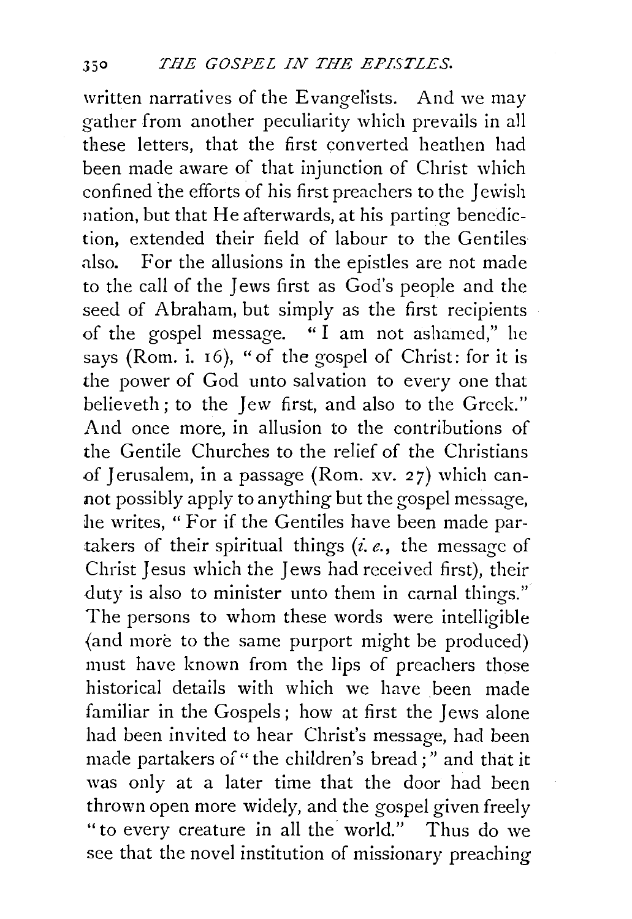written narratives of the Evangelists. And we may gather from another peculiarity which prevails in all these letters, that the first converted heathen had been made aware of that injunction of Christ which confined the efforts of his first preachers to the Jewish nation, but that He afterwards, at his parting benediction, extended their field of labour to the Gentiles also. For the allusions in the epistles are not made to the call of the Jews first as God's people and the seed of Abraham, but simply as the first recipients of the gospel message. "I am not ashamed," he says (Rom. i. 16), "of the gospel of Christ: for it is the power of God unto salvation to every one that believeth; to the Jew first, and also to the Greek." And once more, in allusion to the contributions of the Gentile Churches to the relief of the Christians of Jerusalem, in a passage (Rom. xv. 27) which cannot possibly apply to anything but the gospel message, he writes, "For if the Gentiles have been made partakers of their spiritual things (*i. e.*, the message of Christ Jesus which the Jews had received first), their duty is also to minister unto them in carnal things." The persons to whom these words were intelligible (and more to the same purport might be produced) must have known from the lips of preachers those historical details with which we have been made familiar in the Gospels; how at first the Jews alone had been invited to hear Christ's message, had been made partakers of "the children's bread;" and that it was only at a later time that the door had been thrown open more widely, and the gospel given freely "to every creature in all the world." Thus do we see that the novel institution of missionary preaching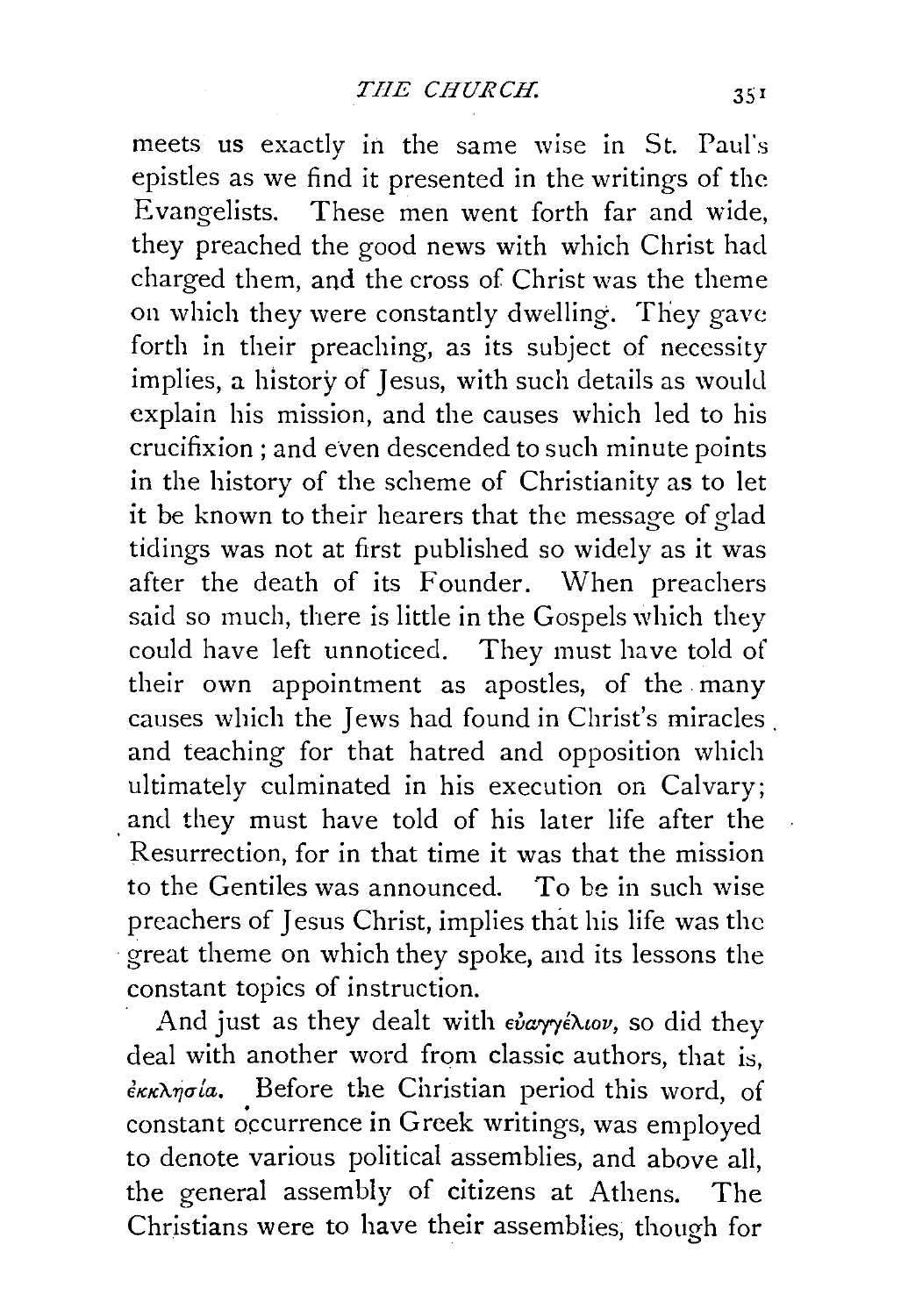meets us exactly in the same wise in St. Paul's epistles as we find it presented in the writings of the Evangelists. These men went forth far and wide, they preached the good news with which Christ had charged them, and the cross of Christ was the theme on which they were constantly dwelling. They gave forth in their preaching, as its subject of necessity implies, a history of Jesus, with such details as would explain his mission, and the causes which led to his crucifixion; and even descended to such minute points in the history of the scheme of Christianity as to let it be known to their hearers that the message of glad tidings was not at first published so widely as it was after the death of its Founder. When preachers said so much, there is little in the Gospels which they could have left unnoticed. They must have told of their own appointment as apostles, of the many causes which the Jews had found in Christ's miracles and teaching for that hatred and opposition which ultimately culminated in his execution on Calvary; and they must have told of his later life after the Resurrection, for in that time it was that the mission to the Gentiles was announced. To be in such wise preachers of Jesus Christ, implies that his life was the great theme on which they spoke, and its lessons the constant topics of instruction.

And just as they dealt with *εὐαγγέλιον*, so did they deal with another word from classic authors, that is, *ἐκκλησία*. Before the Christian period this word, of constant occurrence in Greek writings, was employed to denote various political assemblies, and above all, the general assembly of citizens at Athens. The Christians were to have their assemblies, though for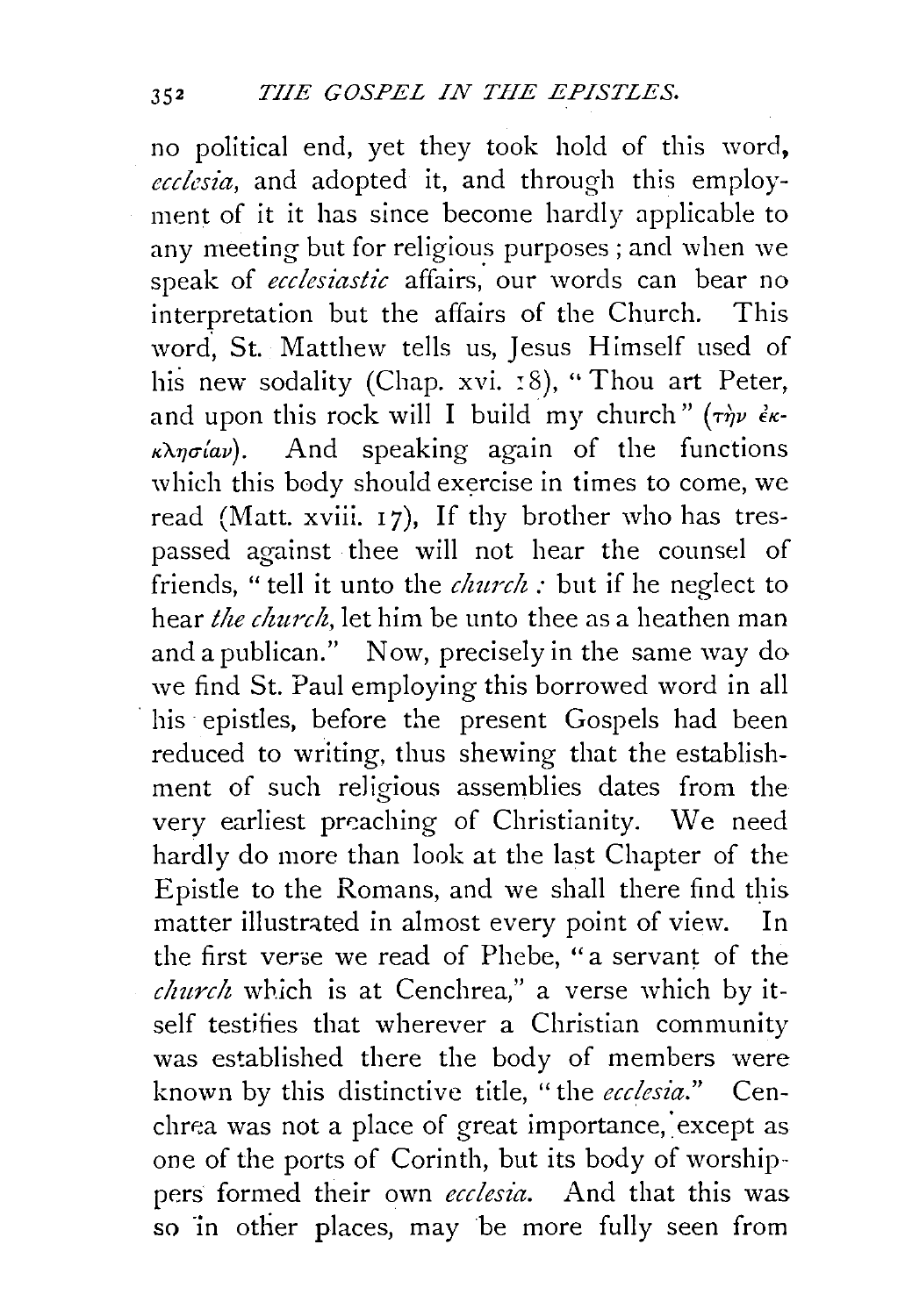no political end, yet they took hold of this word, *ecclesia*, and adopted it, and through this employment of it it has since become hardly applicable to any meeting but for religious purposes; and when we speak of *ecclesiastic* affairs, our words can bear no interpretation but the affairs of the Church. This word, St. Matthew tells us, Jesus Himself used of his new sodality (Chap. xvi. 18), "Thou art Peter, and upon this rock will I build my church" (τὴν ἐκκλησίαν). And speaking again of the functions which this body should exercise in times to come, we read (Matt. xviii. 17), If thy brother who has trespassed against thee will not hear the counsel of friends, "tell it unto the *church*: but if he neglect to hear *the church*, let him be unto thee as a heathen man and a publican." Now, precisely in the same way do we find St. Paul employing this borrowed word in all his epistles, before the present Gospels had been reduced to writing, thus shewing that the establishment of such religious assemblies dates from the very earliest preaching of Christianity. We need hardly do more than look at the last Chapter of the Epistle to the Romans, and we shall there find this matter illustrated in almost every point of view. In the first verse we read of Phebe, "a servant of the *church* which is at Cenchrea," a verse which by itself testifies that wherever a Christian community was established there the body of members were known by this distinctive title, "the *ecclesia*." Cenchrea was not a place of great importance, except as one of the ports of Corinth, but its body of worshippers formed their own *ecclesia*. And that this was so in other places, may be more fully seen from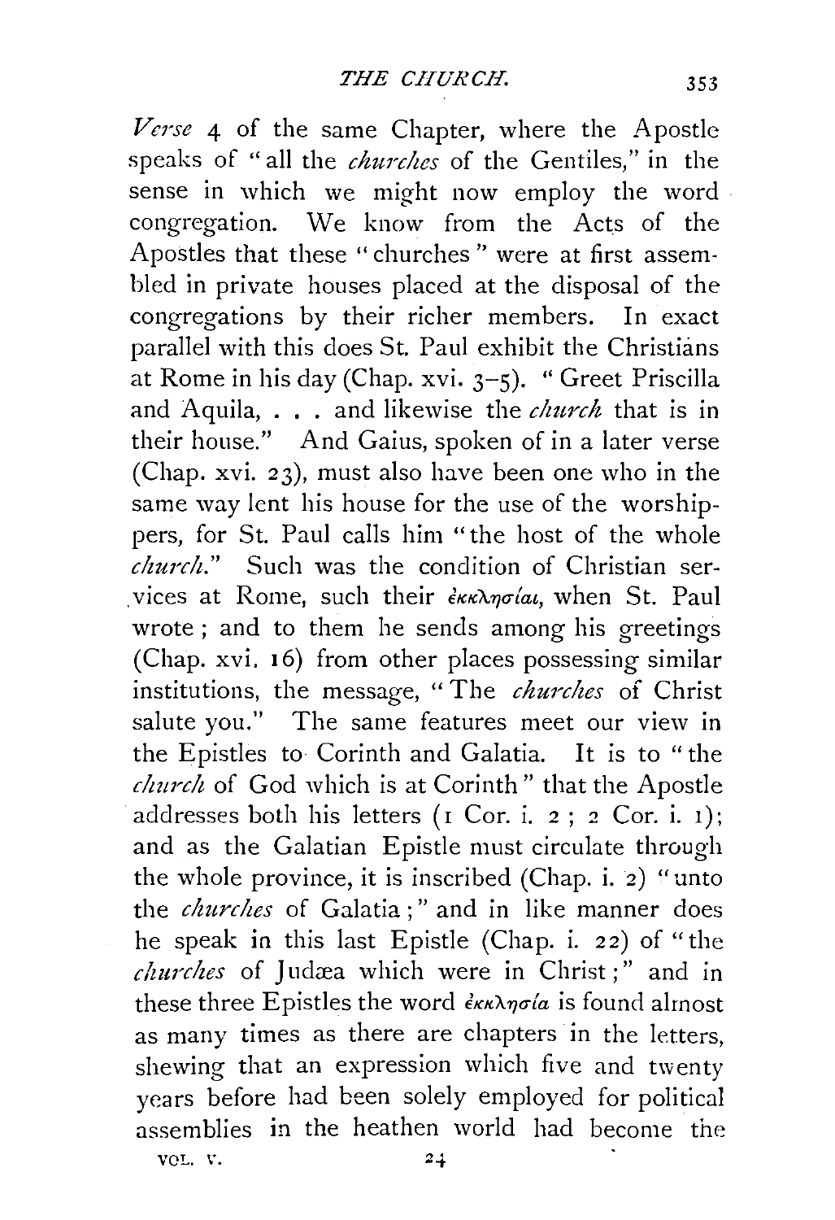*Verse* 4 of the same Chapter, where the Apostle speaks of "all the *churches* of the Gentiles," in the sense in which we might now employ the word congregation. We know from the Acts of the Apostles that these "churches" were at first assembled in private houses placed at the disposal of the congregations by their richer members. In exact parallel with this does St. Paul exhibit the Christians at Rome in his day (Chap. xvi. 3–5). "Greet Priscilla and Aquila, . . . and likewise the *church* that is in their house." And Gaius, spoken of in a later verse (Chap. xvi. 23), must also have been one who in the same way lent his house for the use of the worshippers, for St. Paul calls him "the host of the whole *church*." Such was the condition of Christian services at Rome, such their ἐκκλησίαι, when St. Paul wrote; and to them he sends among his greetings (Chap. xvi. 16) from other places possessing similar institutions, the message, "The *churches* of Christ salute you." The same features meet our view in the Epistles to Corinth and Galatia. It is to "the *church* of God which is at Corinth" that the Apostle addresses both his letters (1 Cor. i. 2; 2 Cor. i. 1); and as the Galatian Epistle must circulate through the whole province, it is inscribed (Chap. i. 2) "unto the *churches* of Galatia;" and in like manner does he speak in this last Epistle (Chap. i. 22) of "the *churches* of Judæa which were in Christ;" and in these three Epistles the word ἐκκλησία is found almost as many times as there are chapters in the letters, shewing that an expression which five and twenty years before had been solely employed for political assemblies in the heathen world had become the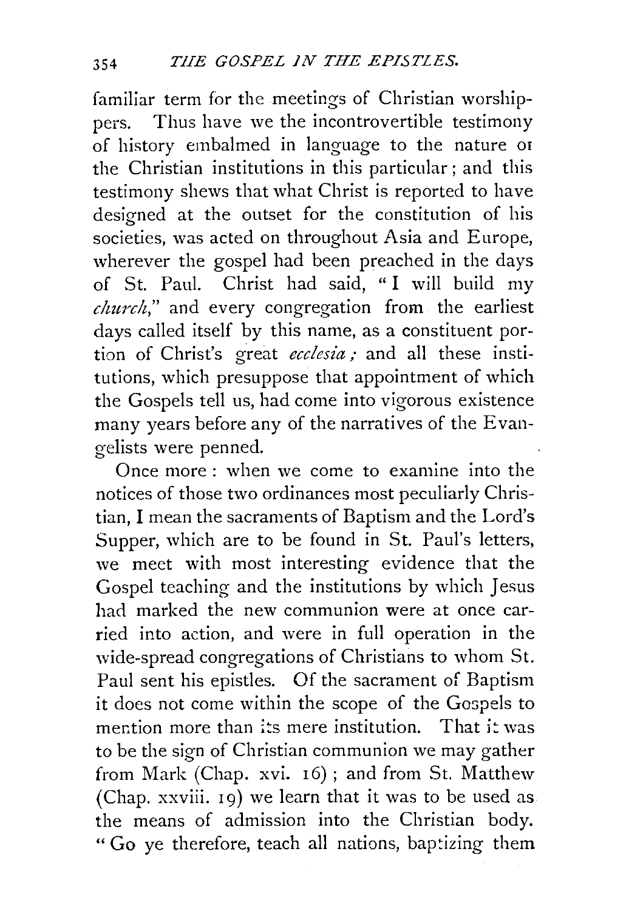familiar term for the meetings of Christian worshippers. Thus have we the incontrovertible testimony of history embalmed in language to the nature or the Christian institutions in this particular; and this testimony shews that what Christ is reported to have designed at the outset for the constitution of his societies, was acted on throughout Asia and Europe, wherever the gospel had been preached in the days of St. Paul. Christ had said, "I will build my *church*," and every congregation from the earliest days called itself by this name, as a constituent portion of Christ's great *ecclesia;* and all these institutions, which presuppose that appointment of which the Gospels tell us, had come into vigorous existence many years before any of the narratives of the Evangelists were penned.

Once more: when we come to examine into the notices of those two ordinances most peculiarly Christian, I mean the sacraments of Baptism and the Lord's Supper, which are to be found in St. Paul's letters, we meet with most interesting evidence that the Gospel teaching and the institutions by which Jesus had marked the new communion were at once carried into action, and were in full operation in the wide-spread congregations of Christians to whom St. Paul sent his epistles. Of the sacrament of Baptism it does not come within the scope of the Gospels to mention more than its mere institution. That it was to be the sign of Christian communion we may gather from Mark (Chap. xvi. 16); and from St. Matthew (Chap. xxviii. 19) we learn that it was to be used as the means of admission into the Christian body. "Go ye therefore, teach all nations, baptizing them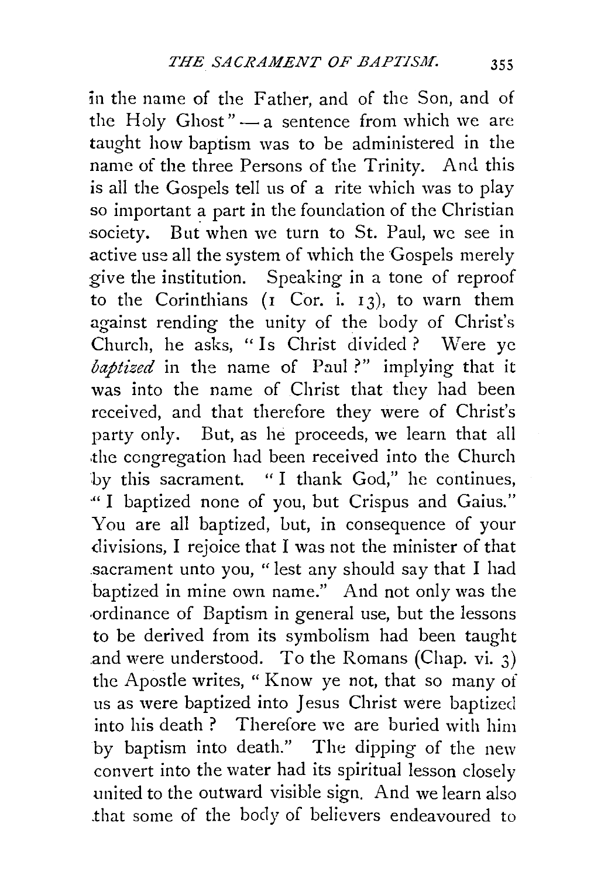in the name of the Father, and of the Son, and of the Holy Ghost" — a sentence from which we are taught how baptism was to be administered in the name of the three Persons of the Trinity. And this is all the Gospels tell us of a rite which was to play so important a part in the foundation of the Christian society. But when we turn to St. Paul, we see in active use all the system of which the Gospels merely give the institution. Speaking in a tone of reproof to the Corinthians (1 Cor. i. 13), to warn them against rending the unity of the body of Christ's Church, he asks, "Is Christ divided? Were ye *baptized* in the name of Paul?" implying that it was into the name of Christ that they had been received, and that therefore they were of Christ's party only. But, as he proceeds, we learn that all the congregation had been received into the Church by this sacrament. "I thank God," he continues, "I baptized none of you, but Crispus and Gaius." You are all baptized, but, in consequence of your divisions, I rejoice that I was not the minister of that sacrament unto you, "lest any should say that I had baptized in mine own name." And not only was the ordinance of Baptism in general use, but the lessons to be derived from its symbolism had been taught and were understood. To the Romans (Chap. vi. 3) the Apostle writes, "Know ye not, that so many of us as were baptized into Jesus Christ were baptized into his death? Therefore we are buried with him by baptism into death." The dipping of the new convert into the water had its spiritual lesson closely united to the outward visible sign. And we learn also that some of the body of believers endeavoured to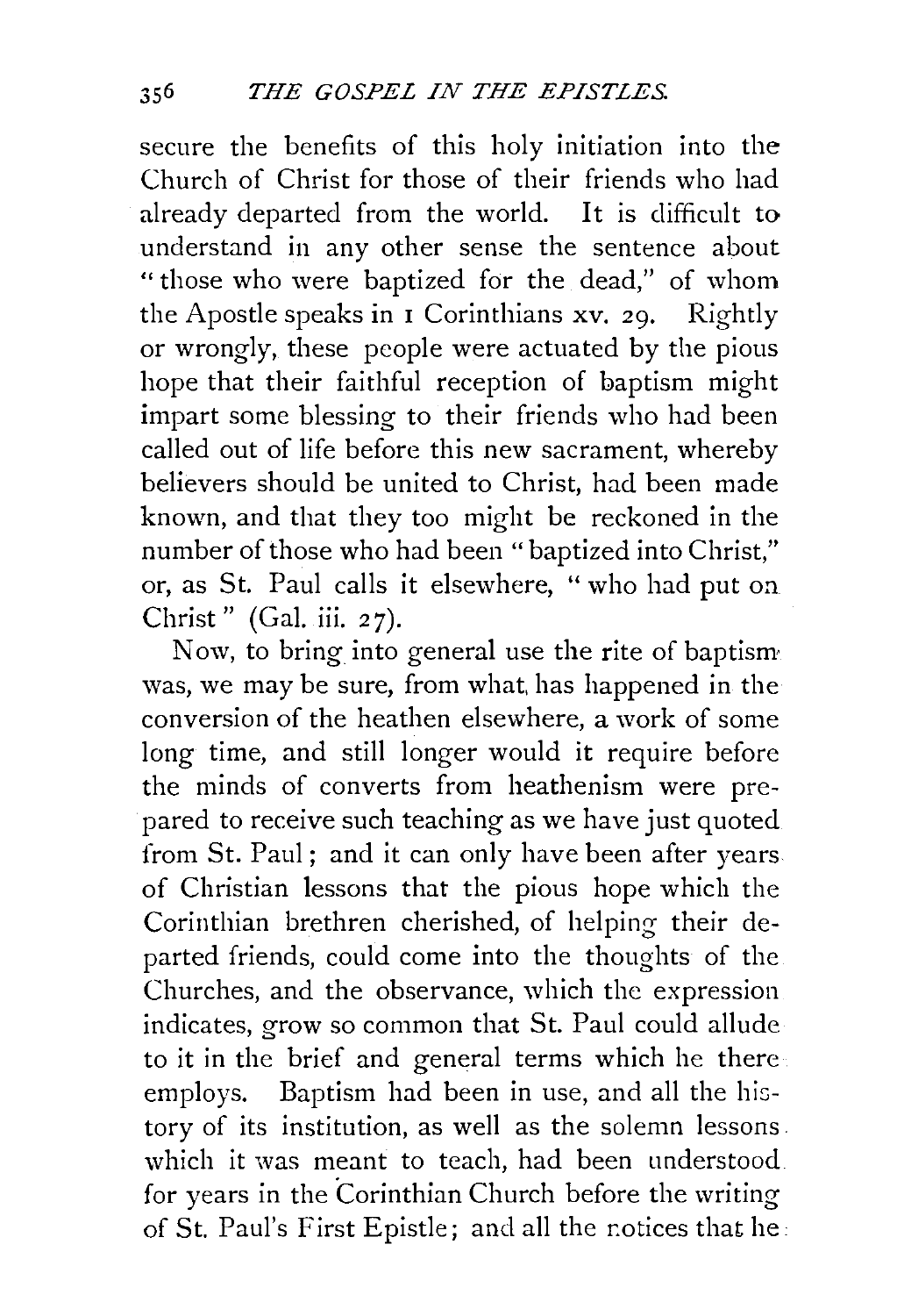secure the benefits of this holy initiation into the Church of Christ for those of their friends who had already departed from the world. It is difficult to understand in any other sense the sentence about "those who were baptized for the dead," of whom the Apostle speaks in 1 Corinthians xv. 29. Rightly or wrongly, these people were actuated by the pious hope that their faithful reception of baptism might impart some blessing to their friends who had been called out of life before this new sacrament, whereby believers should be united to Christ, had been made known, and that they too might be reckoned in the number of those who had been "baptized into Christ," or, as St. Paul calls it elsewhere, "who had put on Christ" (Gal. iii. 27).

Now, to bring into general use the rite of baptism was, we may be sure, from what has happened in the conversion of the heathen elsewhere, a work of some long time, and still longer would it require before the minds of converts from heathenism were prepared to receive such teaching as we have just quoted from St. Paul; and it can only have been after years of Christian lessons that the pious hope which the Corinthian brethren cherished, of helping their departed friends, could come into the thoughts of the Churches, and the observance, which the expression indicates, grow so common that St. Paul could allude to it in the brief and general terms which he there employs. Baptism had been in use, and all the history of its institution, as well as the solemn lessons which it was meant to teach, had been understood for years in the Corinthian Church before the writing of St. Paul's First Epistle; and all the notices that he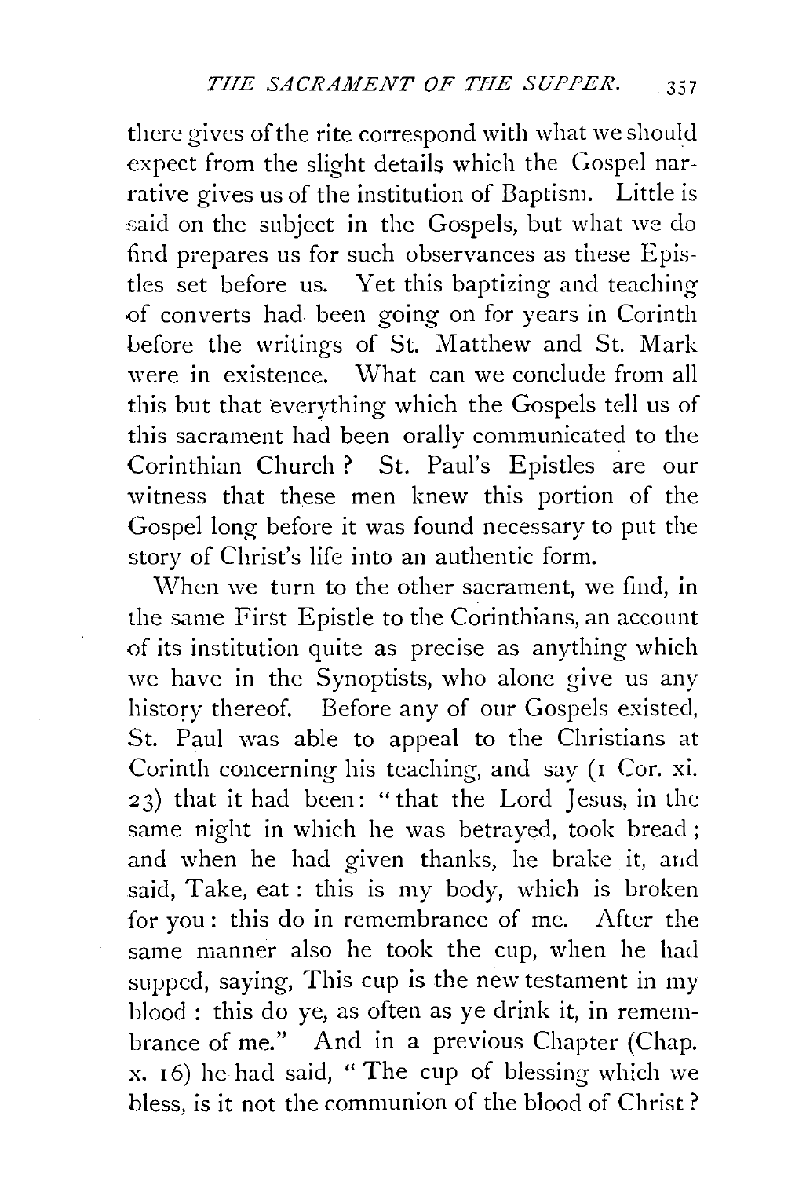there gives of the rite correspond with what we should expect from the slight details which the Gospel narrative gives us of the institution of Baptism. Little is said on the subject in the Gospels, but what we do find prepares us for such observances as these Epistles set before us. Yet this baptizing and teaching of converts had been going on for years in Corinth before the writings of St. Matthew and St. Mark were in existence. What can we conclude from all this but that everything which the Gospels tell us of this sacrament had been orally communicated to the Corinthian Church? St. Paul's Epistles are our witness that these men knew this portion of the Gospel long before it was found necessary to put the story of Christ's life into an authentic form.

When we turn to the other sacrament, we find, in the same First Epistle to the Corinthians, an account of its institution quite as precise as anything which we have in the Synoptists, who alone give us any history thereof. Before any of our Gospels existed, St. Paul was able to appeal to the Christians at Corinth concerning his teaching, and say (1 Cor. xi. 23) that it had been: "that the Lord Jesus, in the same night in which he was betrayed, took bread; and when he had given thanks, he brake it, and said, Take, eat: this is my body, which is broken for you: this do in remembrance of me. After the same manner also he took the cup, when he had supped, saying, This cup is the new testament in my blood: this do ye, as often as ye drink it, in remembrance of me." And in a previous Chapter (Chap. x. 16) he had said, "The cup of blessing which we bless, is it not the communion of the blood of Christ?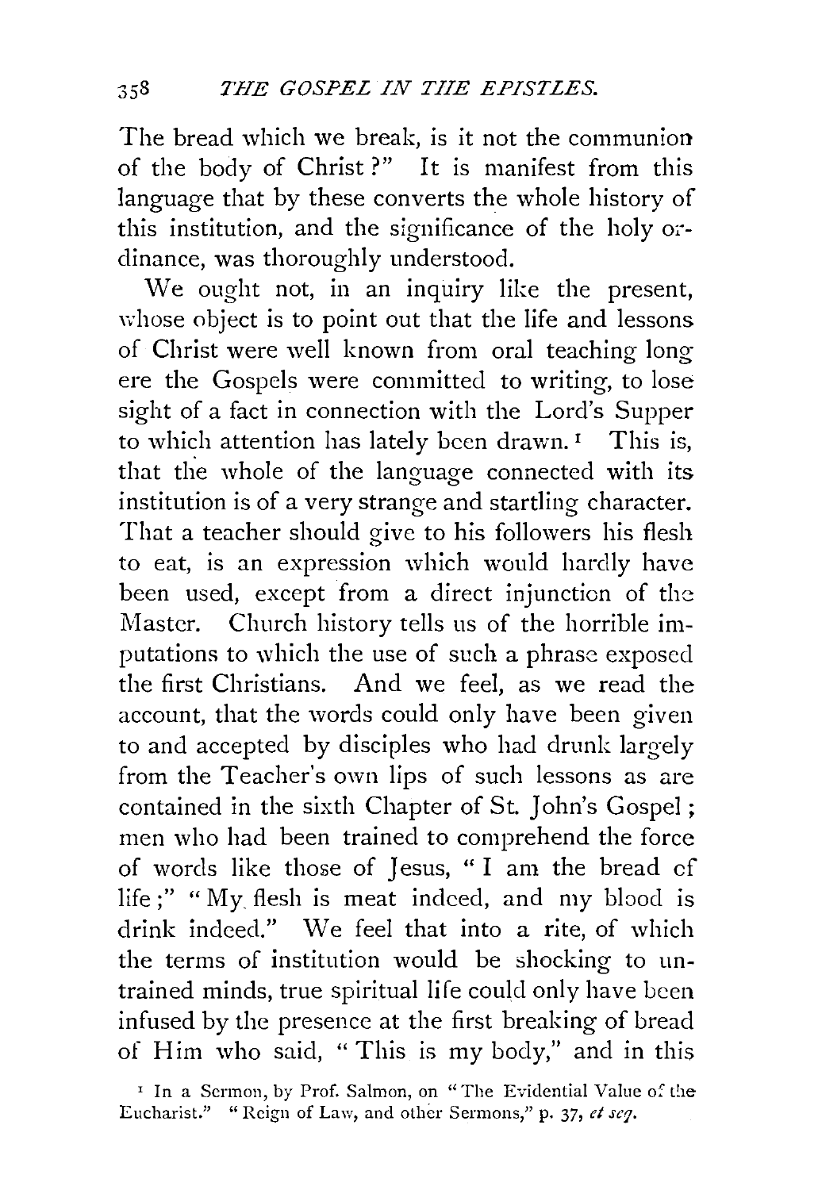The bread which we break, is it not the communion of the body of Christ?" It is manifest from this language that by these converts the whole history of this institution, and the significance of the holy ordinance, was thoroughly understood.

We ought not, in an inquiry like the present, whose object is to point out that the life and lessons of Christ were well known from oral teaching long ere the Gospels were committed to writing, to lose sight of a fact in connection with the Lord's Supper to which attention has lately been drawn.[1] This is, that the whole of the language connected with its institution is of a very strange and startling character. That a teacher should give to his followers his flesh to eat, is an expression which would hardly have been used, except from a direct injunction of the Master. Church history tells us of the horrible imputations to which the use of such a phrase exposed the first Christians. And we feel, as we read the account, that the words could only have been given to and accepted by disciples who had drunk largely from the Teacher's own lips of such lessons as are contained in the sixth Chapter of St. John's Gospel; men who had been trained to comprehend the force of words like those of Jesus, "I am the bread of life;" "My flesh is meat indeed, and my blood is drink indeed." We feel that into a rite, of which the terms of institution would be shocking to untrained minds, true spiritual life could only have been infused by the presence at the first breaking of bread of Him who said, "This is my body," and in this

[1] In a Sermon, by Prof. Salmon, on "The Evidential Value of the Eucharist." "Reign of Law, and other Sermons," p. 37, *et seq.*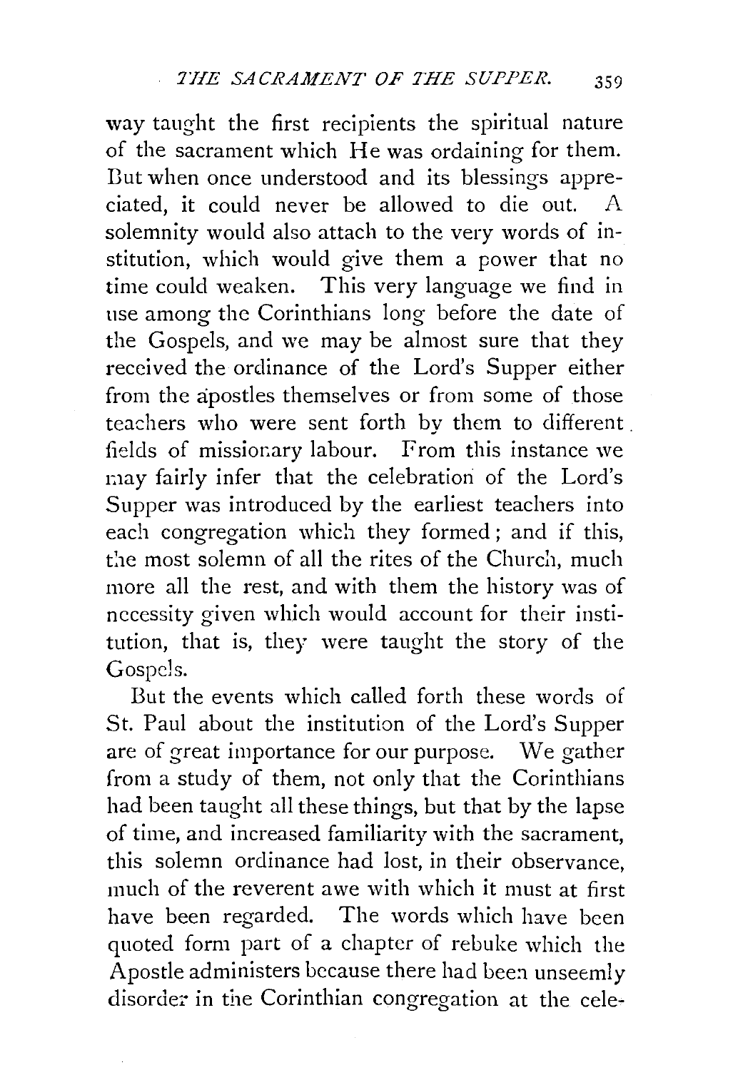way taught the first recipients the spiritual nature of the sacrament which He was ordaining for them. But when once understood and its blessings appreciated, it could never be allowed to die out. A solemnity would also attach to the very words of institution, which would give them a power that no time could weaken. This very language we find in use among the Corinthians long before the date of the Gospels, and we may be almost sure that they received the ordinance of the Lord's Supper either from the apostles themselves or from some of those teachers who were sent forth by them to different fields of missionary labour. From this instance we may fairly infer that the celebration of the Lord's Supper was introduced by the earliest teachers into each congregation which they formed; and if this, the most solemn of all the rites of the Church, much more all the rest, and with them the history was of necessity given which would account for their institution, that is, they were taught the story of the Gospels.

But the events which called forth these words of St. Paul about the institution of the Lord's Supper are of great importance for our purpose. We gather from a study of them, not only that the Corinthians had been taught all these things, but that by the lapse of time, and increased familiarity with the sacrament, this solemn ordinance had lost, in their observance, much of the reverent awe with which it must at first have been regarded. The words which have been quoted form part of a chapter of rebuke which the Apostle administers because there had been unseemly disorder in the Corinthian congregation at the cele-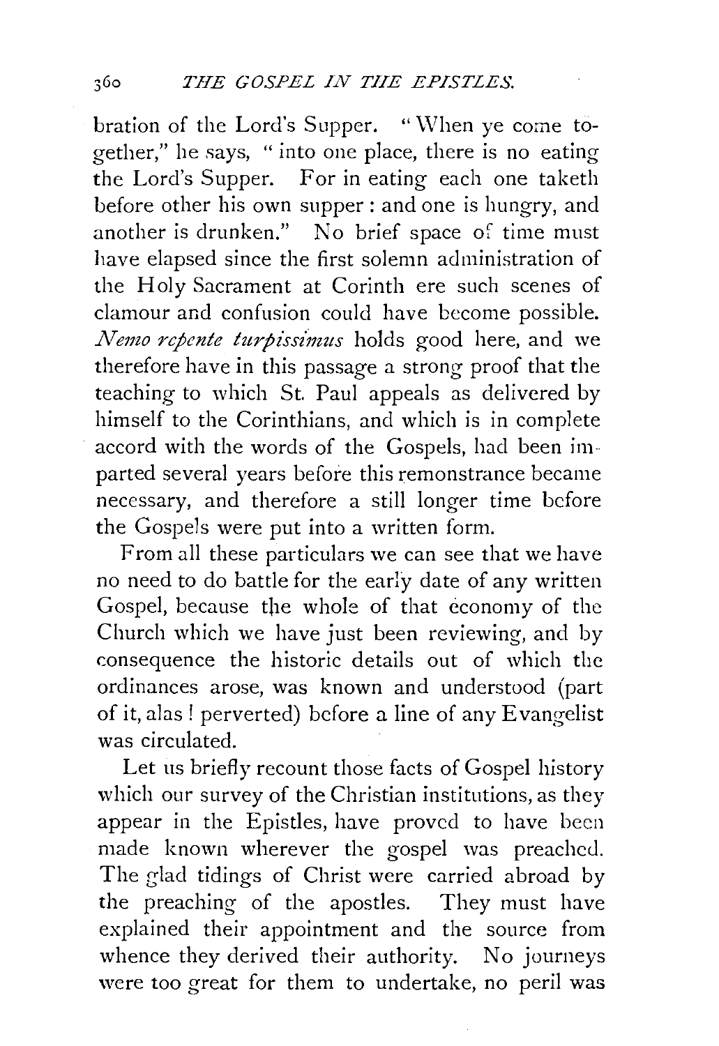bration of the Lord's Supper. "When ye come together," he says, "into one place, there is no eating the Lord's Supper. For in eating each one taketh before other his own supper: and one is hungry, and another is drunken." No brief space of time must have elapsed since the first solemn administration of the Holy Sacrament at Corinth ere such scenes of clamour and confusion could have become possible. *Nemo repente turpissimus* holds good here, and we therefore have in this passage a strong proof that the teaching to which St. Paul appeals as delivered by himself to the Corinthians, and which is in complete accord with the words of the Gospels, had been imparted several years before this remonstrance became necessary, and therefore a still longer time before the Gospels were put into a written form.

From all these particulars we can see that we have no need to do battle for the early date of any written Gospel, because the whole of that economy of the Church which we have just been reviewing, and by consequence the historic details out of which the ordinances arose, was known and understood (part of it, alas! perverted) before a line of any Evangelist was circulated.

Let us briefly recount those facts of Gospel history which our survey of the Christian institutions, as they appear in the Epistles, have proved to have been made known wherever the gospel was preached. The glad tidings of Christ were carried abroad by the preaching of the apostles. They must have explained their appointment and the source from whence they derived their authority. No journeys were too great for them to undertake, no peril was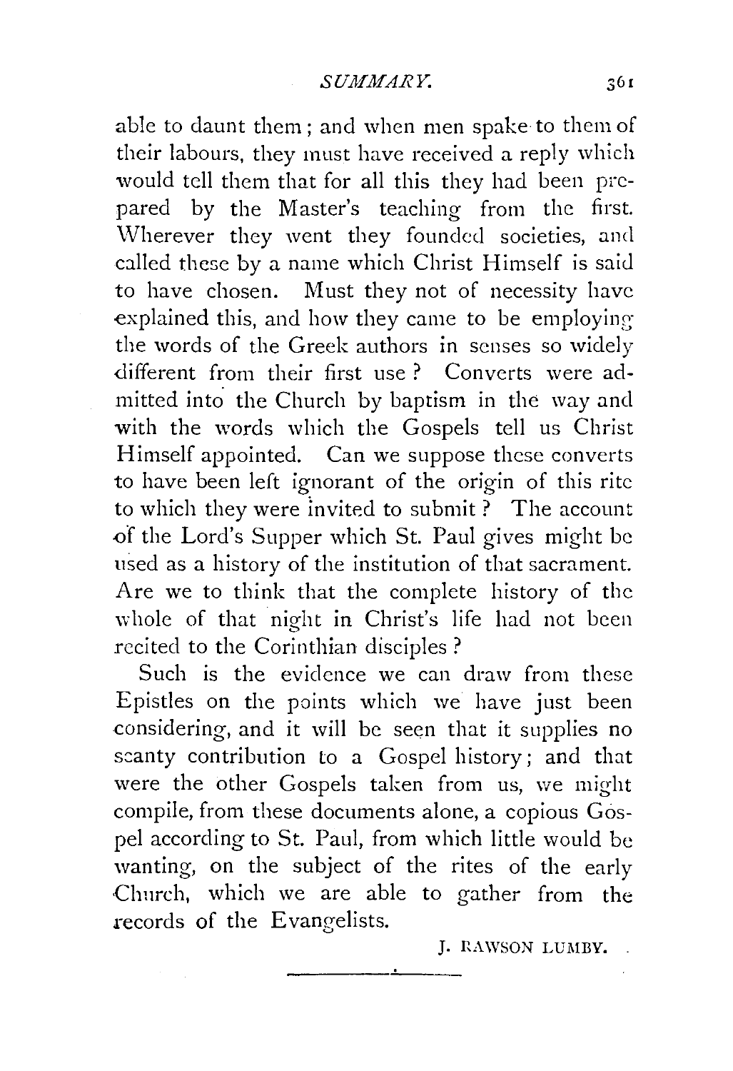able to daunt them; and when men spake to them of their labours, they must have received a reply which would tell them that for all this they had been prepared by the Master's teaching from the first. Wherever they went they founded societies, and called these by a name which Christ Himself is said to have chosen. Must they not of necessity have explained this, and how they came to be employing the words of the Greek authors in senses so widely different from their first use? Converts were admitted into the Church by baptism in the way and with the words which the Gospels tell us Christ Himself appointed. Can we suppose these converts to have been left ignorant of the origin of this rite to which they were invited to submit? The account of the Lord's Supper which St. Paul gives might be used as a history of the institution of that sacrament. Are we to think that the complete history of the whole of that night in Christ's life had not been recited to the Corinthian disciples?

Such is the evidence we can draw from these Epistles on the points which we have just been considering, and it will be seen that it supplies no scanty contribution to a Gospel history; and that were the other Gospels taken from us, we might compile, from these documents alone, a copious Gospel according to St. Paul, from which little would be wanting, on the subject of the rites of the early Church, which we are able to gather from the records of the Evangelists.

J. RAWSON LUMBY.